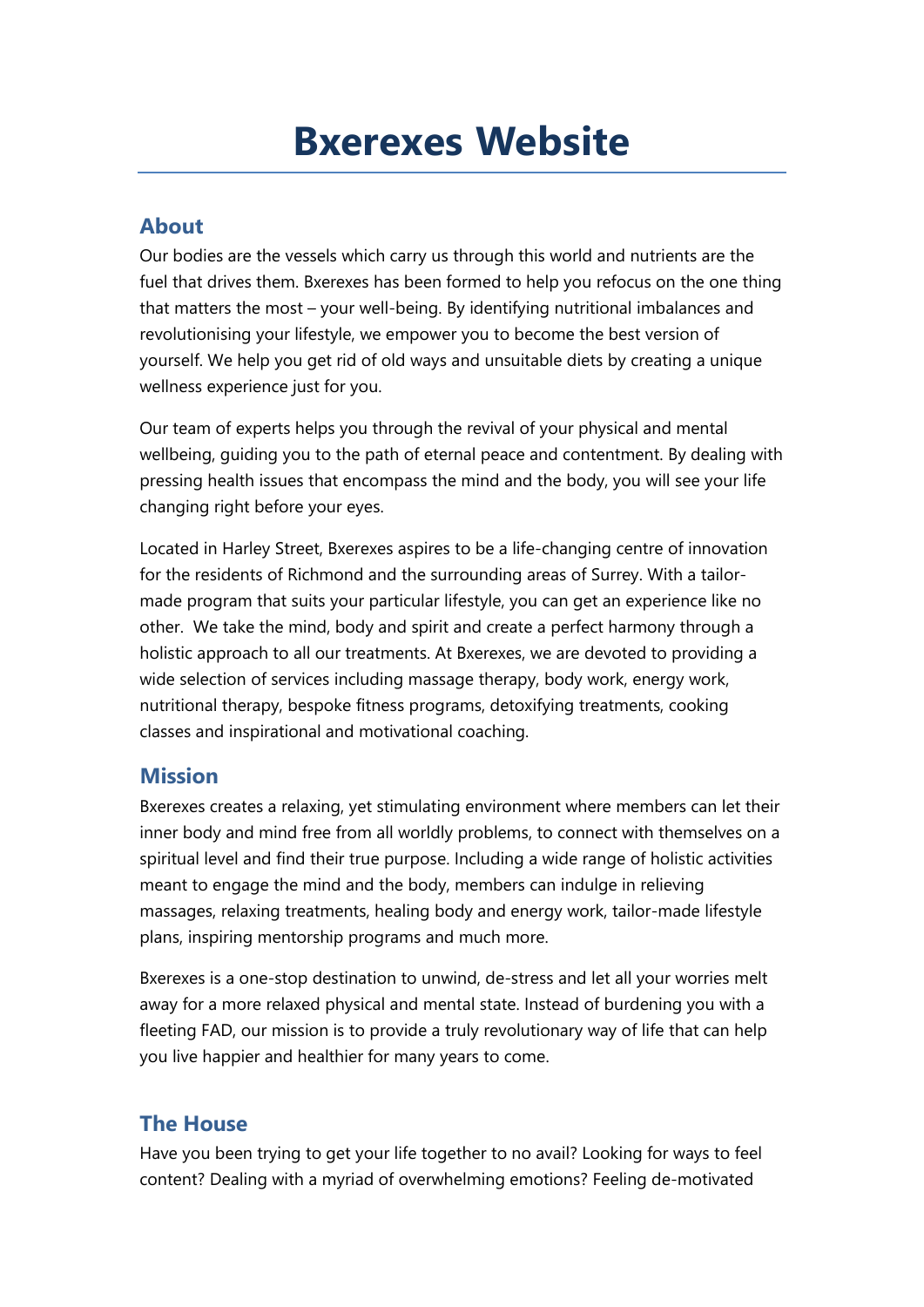# Bxerexes Website

## About

Our bodies are the vessels which carry us through this world and nutrients are the fuel that drives them. Bxerexes has been formed to help you refocus on the one thing that matters the most – your well-being. By identifying nutritional imbalances and revolutionising your lifestyle, we empower you to become the best version of yourself. We help you get rid of old ways and unsuitable diets by creating a unique wellness experience just for you.

Our team of experts helps you through the revival of your physical and mental wellbeing, guiding you to the path of eternal peace and contentment. By dealing with pressing health issues that encompass the mind and the body, you will see your life changing right before your eyes.

Located in Harley Street, Bxerexes aspires to be a life-changing centre of innovation for the residents of Richmond and the surrounding areas of Surrey. With a tailor-made program that suits your particular lifestyle, you can get an experience like no other. We take the mind, body and spirit and create a perfect harmony through a holistic approach to all our treatments. At Bxerexes, we are devoted to providing a wide selection of services including massage therapy, body work, energy work, nutritional therapy, bespoke fitness programs, detoxifying treatments, cooking classes and inspirational and motivational coaching.

## Mission

Bxerexes creates a relaxing, yet stimulating environment where members can let their inner body and mind free from all worldly problems, to connect with themselves on a spiritual level and find their true purpose. Including a wide range of holistic activities meant to engage the mind and the body, members can indulge in relieving massages, relaxing treatments, healing body and energy work, tailor-made lifestyle plans, inspiring mentorship programs and much more.

Bxerexes is a one-stop destination to unwind, de-stress and let all your worries melt away for a more relaxed physical and mental state. Instead of burdening you with a fleeting FAD, our mission is to provide a truly revolutionary way of life that can help you live happier and healthier for many years to come.

## The House

Have you been trying to get your life together to no avail? Looking for ways to feel content? Dealing with a myriad of overwhelming emotions? Feeling de-motivated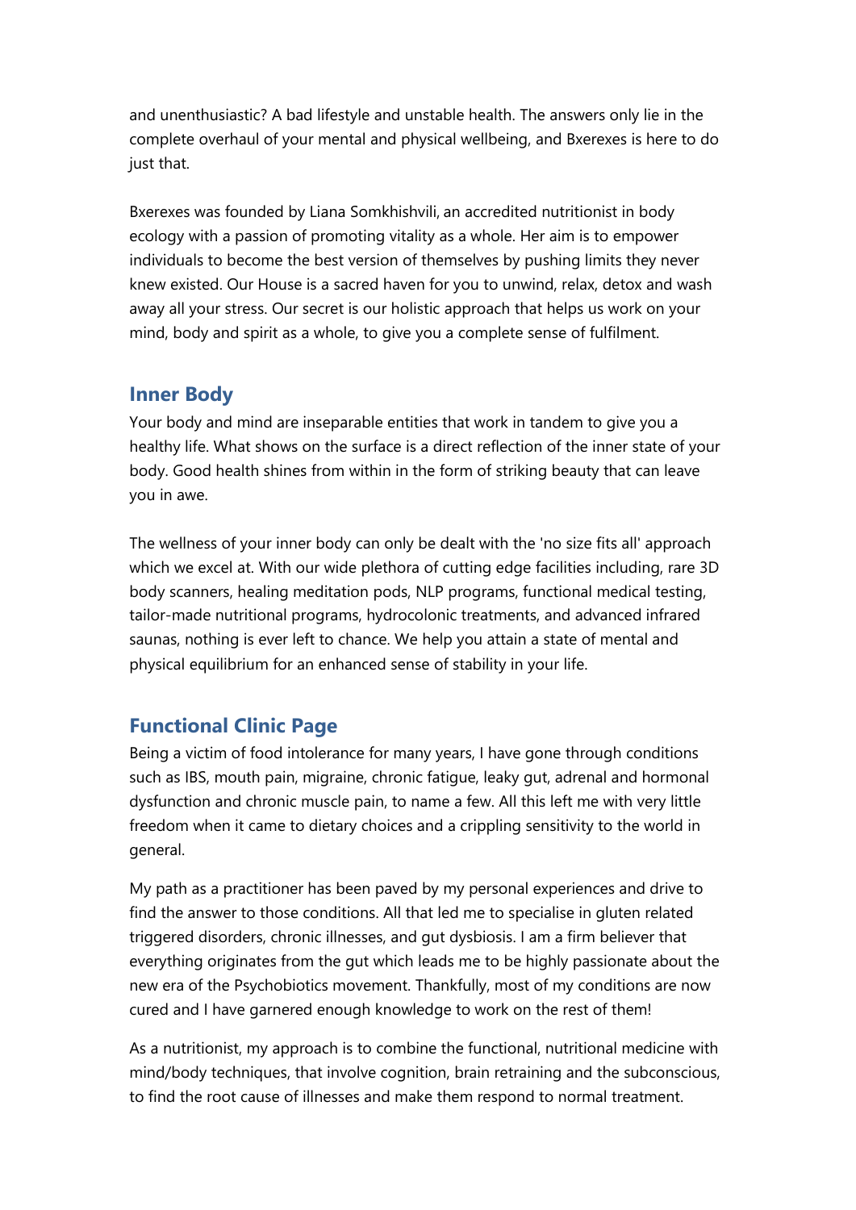and unenthusiastic? A bad lifestyle and unstable health. The answers only lie in the complete overhaul of your mental and physical wellbeing, and Bxerexes is here to do just that.

Bxerexes was founded by Liana Somkhishvili, an accredited nutritionist in body ecology with a passion of promoting vitality as a whole. Her aim is to empower individuals to become the best version of themselves by pushing limits they never knew existed. Our House is a sacred haven for you to unwind, relax, detox and wash away all your stress. Our secret is our holistic approach that helps us work on your mind, body and spirit as a whole, to give you a complete sense of fulfilment.

## Inner Body

Your body and mind are inseparable entities that work in tandem to give you a healthy life. What shows on the surface is a direct reflection of the inner state of your body. Good health shines from within in the form of striking beauty that can leave you in awe.

The wellness of your inner body can only be dealt with the 'no size fits all' approach which we excel at. With our wide plethora of cutting edge facilities including, rare 3D body scanners, healing meditation pods, NLP programs, functional medical testing, tailor-made nutritional programs, hydrocolonic treatments, and advanced infrared saunas, nothing is ever left to chance. We help you attain a state of mental and physical equilibrium for an enhanced sense of stability in your life.

## Functional Clinic Page

Being a victim of food intolerance for many years, I have gone through conditions such as IBS, mouth pain, migraine, chronic fatigue, leaky gut, adrenal and hormonal dysfunction and chronic muscle pain, to name a few. All this left me with very little freedom when it came to dietary choices and a crippling sensitivity to the world in general.

My path as a practitioner has been paved by my personal experiences and drive to find the answer to those conditions. All that led me to specialise in gluten related triggered disorders, chronic illnesses, and gut dysbiosis. I am a firm believer that everything originates from the gut which leads me to be highly passionate about the new era of the Psychobiotics movement. Thankfully, most of my conditions are now cured and I have garnered enough knowledge to work on the rest of them!

As a nutritionist, my approach is to combine the functional, nutritional medicine with mind/body techniques, that involve cognition, brain retraining and the subconscious, to find the root cause of illnesses and make them respond to normal treatment.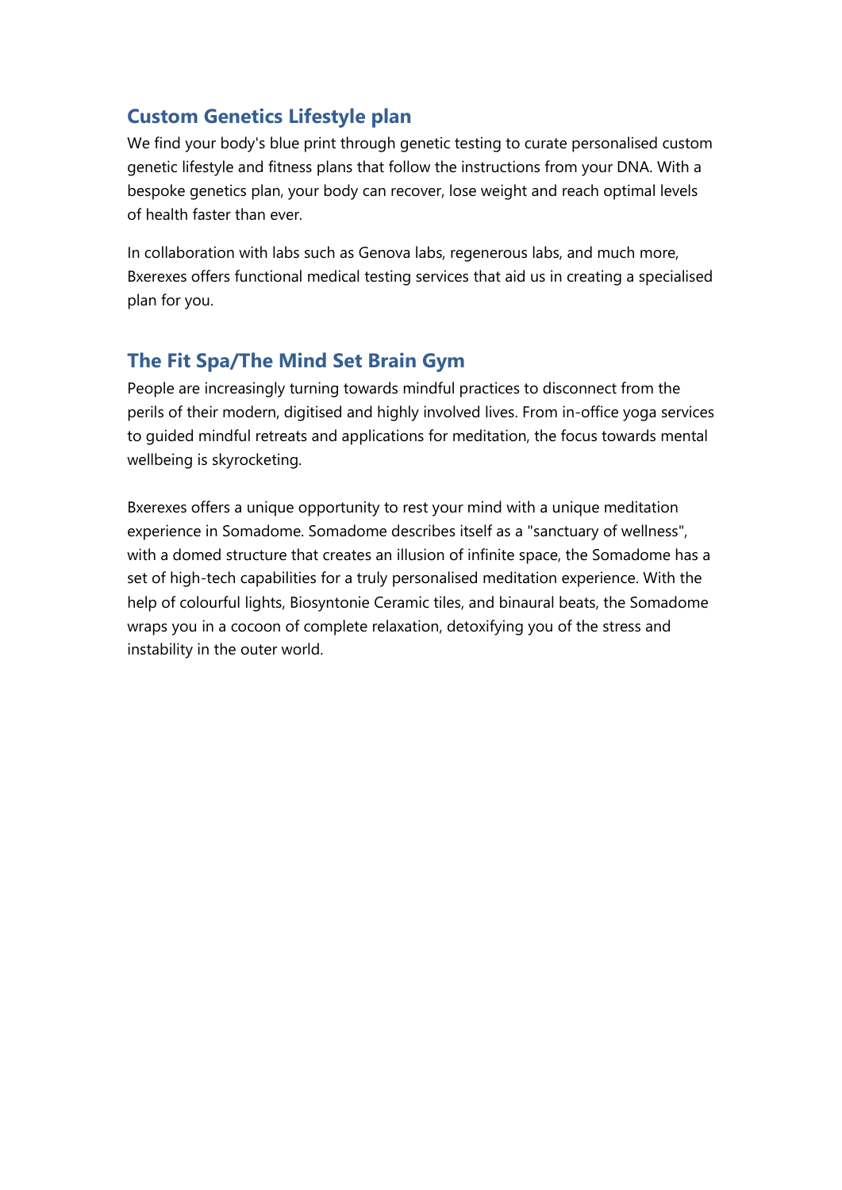## Custom Genetics Lifestyle plan

We find your body's blue print through genetic testing to curate personalised custom genetic lifestyle and fitness plans that follow the instructions from your DNA. With a bespoke genetics plan, your body can recover, lose weight and reach optimal levels of health faster than ever.

In collaboration with labs such as Genova labs, regenerous labs, and much more, Bxerexes offers functional medical testing services that aid us in creating a specialised plan for you.

## The Fit Spa/The Mind Set Brain Gym

People are increasingly turning towards mindful practices to disconnect from the perils of their modern, digitised and highly involved lives. From in-office yoga services to guided mindful retreats and applications for meditation, the focus towards mental wellbeing is skyrocketing.

Bxerexes offers a unique opportunity to rest your mind with a unique meditation experience in Somadome. Somadome describes itself as a "sanctuary of wellness", with a domed structure that creates an illusion of infinite space, the Somadome has a set of high-tech capabilities for a truly personalised meditation experience. With the help of colourful lights, Biosyntonie Ceramic tiles, and binaural beats, the Somadome wraps you in a cocoon of complete relaxation, detoxifying you of the stress and instability in the outer world.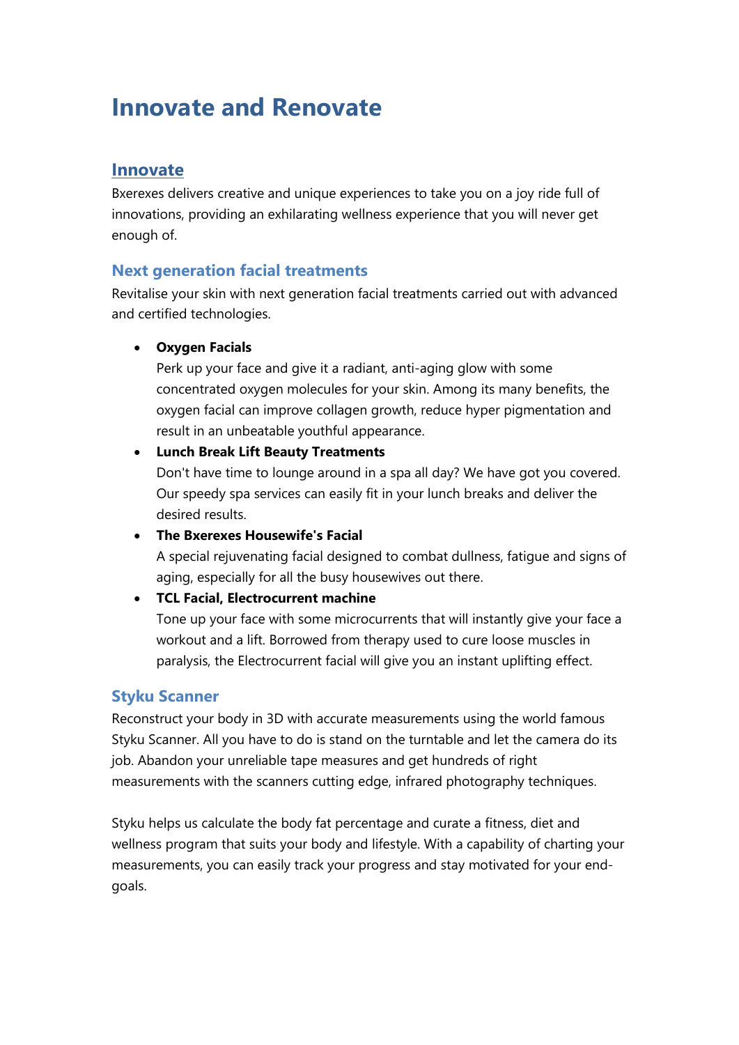# Innovate and Renovate

## Innovate

Bxerexes delivers creative and unique experiences to take you on a joy ride full of innovations, providing an exhilarating wellness experience that you will never get enough of.

### Next generation facial treatments

Revitalise your skin with next generation facial treatments carried out with advanced and certified technologies.

- **Oxygen Facials**
  Perk up your face and give it a radiant, anti-aging glow with some concentrated oxygen molecules for your skin. Among its many benefits, the oxygen facial can improve collagen growth, reduce hyper pigmentation and result in an unbeatable youthful appearance.
- **Lunch Break Lift Beauty Treatments**
  Don't have time to lounge around in a spa all day? We have got you covered. Our speedy spa services can easily fit in your lunch breaks and deliver the desired results.
- **The Bxerexes Housewife's Facial**
  A special rejuvenating facial designed to combat dullness, fatigue and signs of aging, especially for all the busy housewives out there.
- **TCL Facial, Electrocurrent machine**
  Tone up your face with some microcurrents that will instantly give your face a workout and a lift. Borrowed from therapy used to cure loose muscles in paralysis, the Electrocurrent facial will give you an instant uplifting effect.

### Styku Scanner

Reconstruct your body in 3D with accurate measurements using the world famous Styku Scanner. All you have to do is stand on the turntable and let the camera do its job. Abandon your unreliable tape measures and get hundreds of right measurements with the scanners cutting edge, infrared photography techniques.

Styku helps us calculate the body fat percentage and curate a fitness, diet and wellness program that suits your body and lifestyle. With a capability of charting your measurements, you can easily track your progress and stay motivated for your end-goals.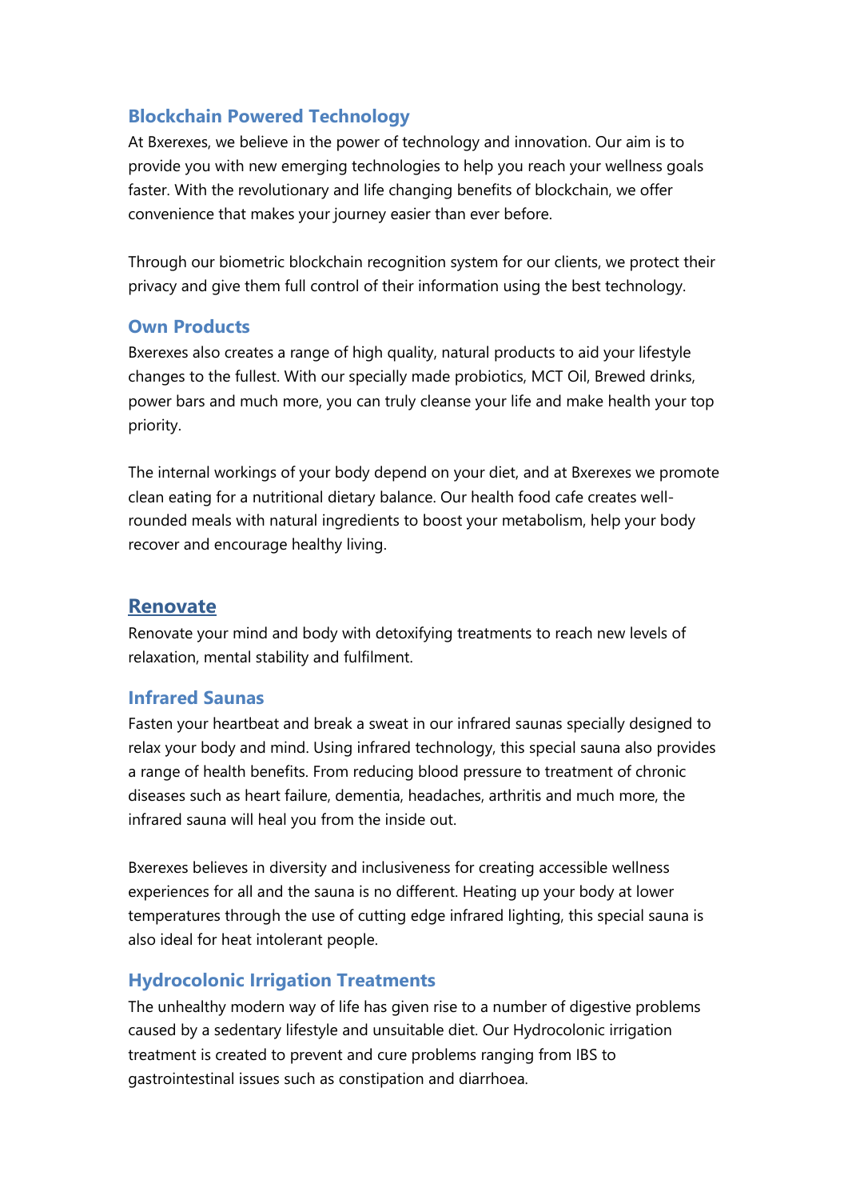### Blockchain Powered Technology

At Bxerexes, we believe in the power of technology and innovation. Our aim is to provide you with new emerging technologies to help you reach your wellness goals faster. With the revolutionary and life changing benefits of blockchain, we offer convenience that makes your journey easier than ever before.

Through our biometric blockchain recognition system for our clients, we protect their privacy and give them full control of their information using the best technology.

### Own Products

Bxerexes also creates a range of high quality, natural products to aid your lifestyle changes to the fullest. With our specially made probiotics, MCT Oil, Brewed drinks, power bars and much more, you can truly cleanse your life and make health your top priority.

The internal workings of your body depend on your diet, and at Bxerexes we promote clean eating for a nutritional dietary balance. Our health food cafe creates well-rounded meals with natural ingredients to boost your metabolism, help your body recover and encourage healthy living.

## Renovate

Renovate your mind and body with detoxifying treatments to reach new levels of relaxation, mental stability and fulfilment.

### Infrared Saunas

Fasten your heartbeat and break a sweat in our infrared saunas specially designed to relax your body and mind. Using infrared technology, this special sauna also provides a range of health benefits. From reducing blood pressure to treatment of chronic diseases such as heart failure, dementia, headaches, arthritis and much more, the infrared sauna will heal you from the inside out.

Bxerexes believes in diversity and inclusiveness for creating accessible wellness experiences for all and the sauna is no different. Heating up your body at lower temperatures through the use of cutting edge infrared lighting, this special sauna is also ideal for heat intolerant people.

### Hydrocolonic Irrigation Treatments

The unhealthy modern way of life has given rise to a number of digestive problems caused by a sedentary lifestyle and unsuitable diet. Our Hydrocolonic irrigation treatment is created to prevent and cure problems ranging from IBS to gastrointestinal issues such as constipation and diarrhoea.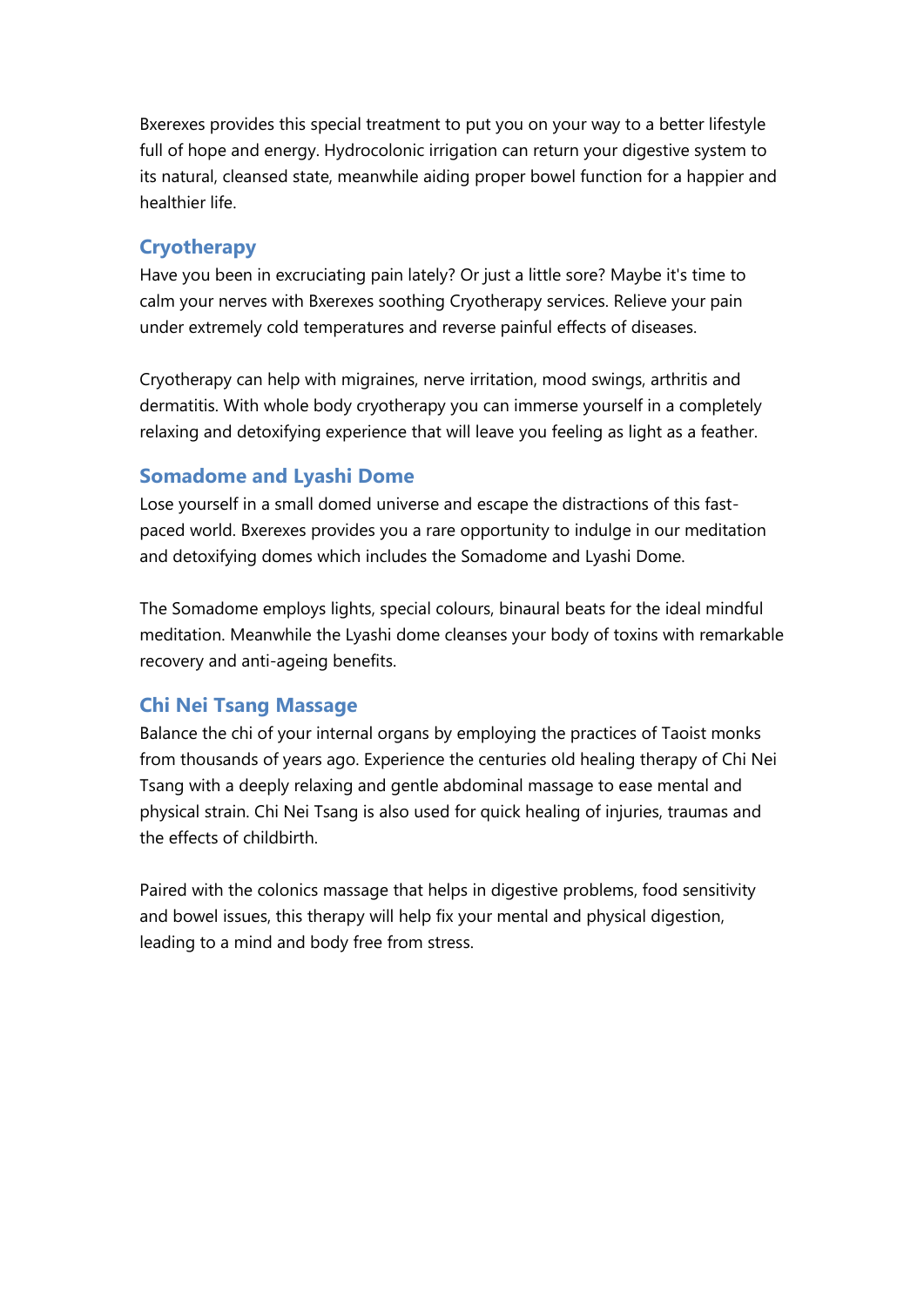Bxerexes provides this special treatment to put you on your way to a better lifestyle full of hope and energy. Hydrocolonic irrigation can return your digestive system to its natural, cleansed state, meanwhile aiding proper bowel function for a happier and healthier life.

## Cryotherapy

Have you been in excruciating pain lately? Or just a little sore? Maybe it's time to calm your nerves with Bxerexes soothing Cryotherapy services. Relieve your pain under extremely cold temperatures and reverse painful effects of diseases.

Cryotherapy can help with migraines, nerve irritation, mood swings, arthritis and dermatitis. With whole body cryotherapy you can immerse yourself in a completely relaxing and detoxifying experience that will leave you feeling as light as a feather.

## Somadome and Lyashi Dome

Lose yourself in a small domed universe and escape the distractions of this fast-paced world. Bxerexes provides you a rare opportunity to indulge in our meditation and detoxifying domes which includes the Somadome and Lyashi Dome.

The Somadome employs lights, special colours, binaural beats for the ideal mindful meditation. Meanwhile the Lyashi dome cleanses your body of toxins with remarkable recovery and anti-ageing benefits.

## Chi Nei Tsang Massage

Balance the chi of your internal organs by employing the practices of Taoist monks from thousands of years ago. Experience the centuries old healing therapy of Chi Nei Tsang with a deeply relaxing and gentle abdominal massage to ease mental and physical strain. Chi Nei Tsang is also used for quick healing of injuries, traumas and the effects of childbirth.

Paired with the colonics massage that helps in digestive problems, food sensitivity and bowel issues, this therapy will help fix your mental and physical digestion, leading to a mind and body free from stress.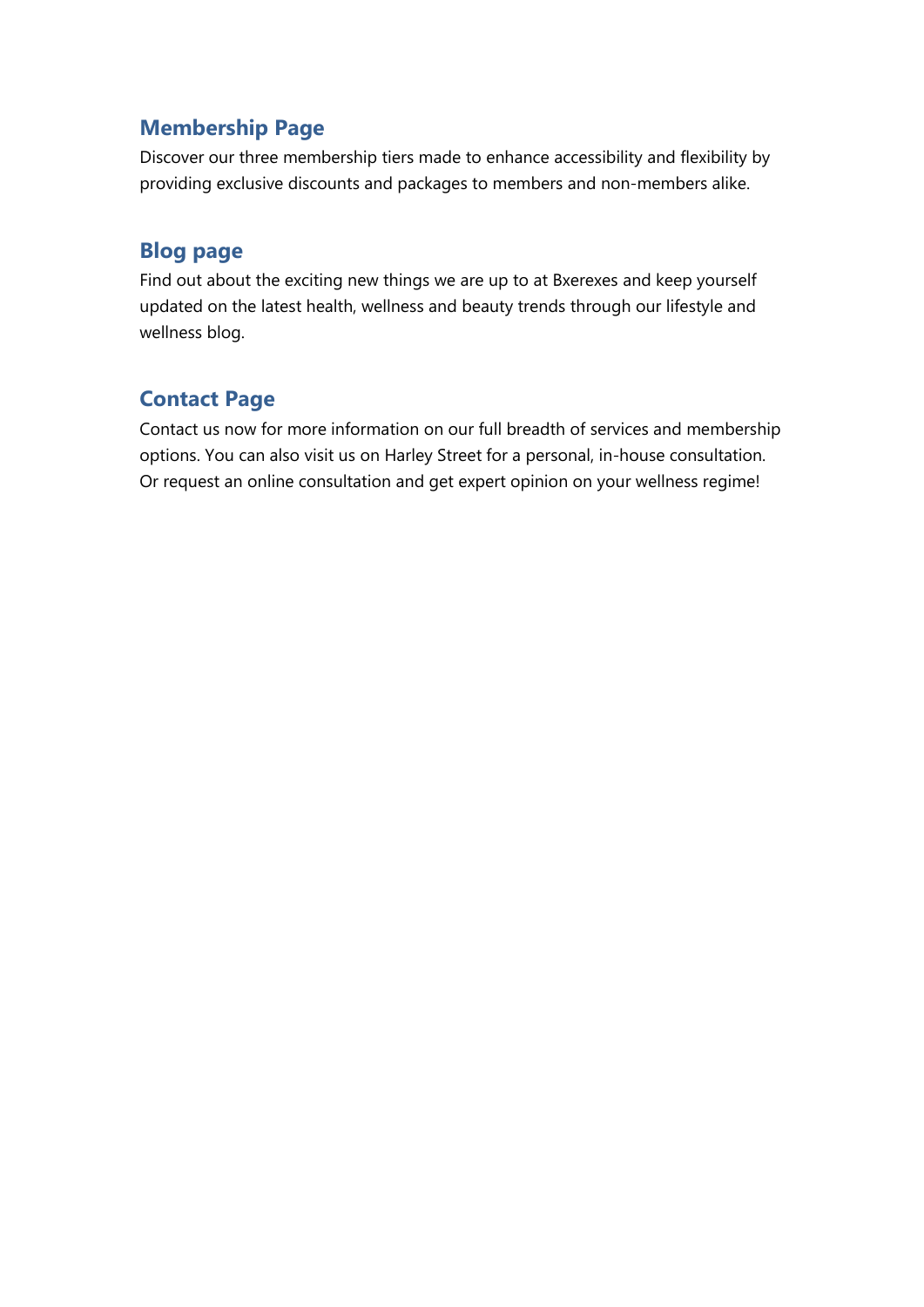## Membership Page

Discover our three membership tiers made to enhance accessibility and flexibility by providing exclusive discounts and packages to members and non-members alike.

## Blog page

Find out about the exciting new things we are up to at Bxerexes and keep yourself updated on the latest health, wellness and beauty trends through our lifestyle and wellness blog.

## Contact Page

Contact us now for more information on our full breadth of services and membership options. You can also visit us on Harley Street for a personal, in-house consultation. Or request an online consultation and get expert opinion on your wellness regime!